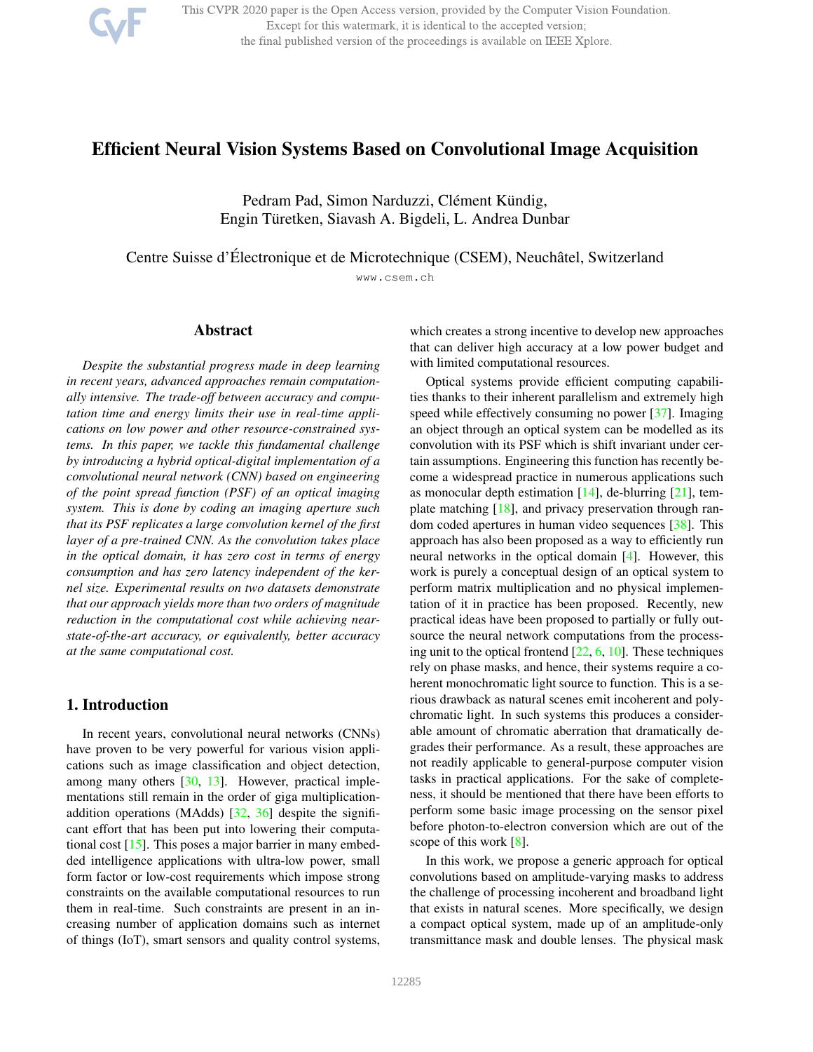# Efficient Neural Vision Systems Based on Convolutional Image Acquisition

Pedram Pad, Simon Narduzzi, Clément Kündig,
Engin Türetken, Siavash A. Bigdeli, L. Andrea Dunbar

Centre Suisse d'Électronique et de Microtechnique (CSEM), Neuchâtel, Switzerland

www.csem.ch

## Abstract

*Despite the substantial progress made in deep learning in recent years, advanced approaches remain computationally intensive. The trade-off between accuracy and computation time and energy limits their use in real-time applications on low power and other resource-constrained systems. In this paper, we tackle this fundamental challenge by introducing a hybrid optical-digital implementation of a convolutional neural network (CNN) based on engineering of the point spread function (PSF) of an optical imaging system. This is done by coding an imaging aperture such that its PSF replicates a large convolution kernel of the first layer of a pre-trained CNN. As the convolution takes place in the optical domain, it has zero cost in terms of energy consumption and has zero latency independent of the kernel size. Experimental results on two datasets demonstrate that our approach yields more than two orders of magnitude reduction in the computational cost while achieving near-state-of-the-art accuracy, or equivalently, better accuracy at the same computational cost.*

## 1. Introduction

In recent years, convolutional neural networks (CNNs) have proven to be very powerful for various vision applications such as image classification and object detection, among many others [30, 13]. However, practical implementations still remain in the order of giga multiplication-addition operations (MAdds) [32, 36] despite the significant effort that has been put into lowering their computational cost [15]. This poses a major barrier in many embedded intelligence applications with ultra-low power, small form factor or low-cost requirements which impose strong constraints on the available computational resources to run them in real-time. Such constraints are present in an increasing number of application domains such as internet of things (IoT), smart sensors and quality control systems, which creates a strong incentive to develop new approaches that can deliver high accuracy at a low power budget and with limited computational resources.

Optical systems provide efficient computing capabilities thanks to their inherent parallelism and extremely high speed while effectively consuming no power [37]. Imaging an object through an optical system can be modelled as its convolution with its PSF which is shift invariant under certain assumptions. Engineering this function has recently become a widespread practice in numerous applications such as monocular depth estimation [14], de-blurring [21], template matching [18], and privacy preservation through random coded apertures in human video sequences [38]. This approach has also been proposed as a way to efficiently run neural networks in the optical domain [4]. However, this work is purely a conceptual design of an optical system to perform matrix multiplication and no physical implementation of it in practice has been proposed. Recently, new practical ideas have been proposed to partially or fully outsource the neural network computations from the processing unit to the optical frontend [22, 6, 10]. These techniques rely on phase masks, and hence, their systems require a coherent monochromatic light source to function. This is a serious drawback as natural scenes emit incoherent and polychromatic light. In such systems this produces a considerable amount of chromatic aberration that dramatically degrades their performance. As a result, these approaches are not readily applicable to general-purpose computer vision tasks in practical applications. For the sake of completeness, it should be mentioned that there have been efforts to perform some basic image processing on the sensor pixel before photon-to-electron conversion which are out of the scope of this work [8].

In this work, we propose a generic approach for optical convolutions based on amplitude-varying masks to address the challenge of processing incoherent and broadband light that exists in natural scenes. More specifically, we design a compact optical system, made up of an amplitude-only transmittance mask and double lenses. The physical mask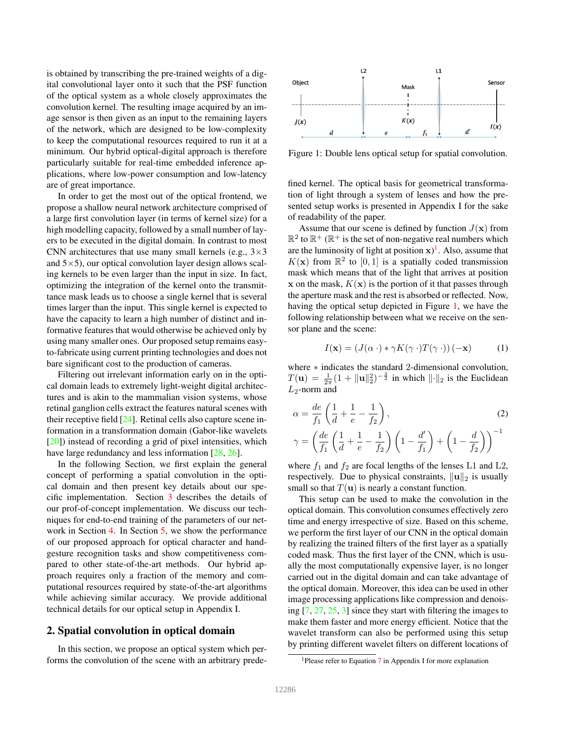is obtained by transcribing the pre-trained weights of a digital convolutional layer onto it such that the PSF function of the optical system as a whole closely approximates the convolution kernel. The resulting image acquired by an image sensor is then given as an input to the remaining layers of the network, which are designed to be low-complexity to keep the computational resources required to run it at a minimum. Our hybrid optical-digital approach is therefore particularly suitable for real-time embedded inference applications, where low-power consumption and low-latency are of great importance.

In order to get the most out of the optical frontend, we propose a shallow neural network architecture comprised of a large first convolution layer (in terms of kernel size) for a high modelling capacity, followed by a small number of layers to be executed in the digital domain. In contrast to most CNN architectures that use many small kernels (e.g., 3×3 and 5×5), our optical convolution layer design allows scaling kernels to be even larger than the input in size. In fact, optimizing the integration of the kernel onto the transmittance mask leads us to choose a single kernel that is several times larger than the input. This single kernel is expected to have the capacity to learn a high number of distinct and informative features that would otherwise be achieved only by using many smaller ones. Our proposed setup remains easy-to-fabricate using current printing technologies and does not bare significant cost to the production of cameras.

Filtering out irrelevant information early on in the optical domain leads to extremely light-weight digital architectures and is akin to the mammalian vision systems, whose retinal ganglion cells extract the features natural scenes with their receptive field [24]. Retinal cells also capture scene information in a transformation domain (Gabor-like wavelets [20]) instead of recording a grid of pixel intensities, which have large redundancy and less information [28, 26].

In the following Section, we first explain the general concept of performing a spatial convolution in the optical domain and then present key details about our specific implementation. Section 3 describes the details of our prof-of-concept implementation. We discuss our techniques for end-to-end training of the parameters of our network in Section 4. In Section 5, we show the performance of our proposed approach for optical character and hand-gesture recognition tasks and show competitiveness compared to other state-of-the-art methods. Our hybrid approach requires only a fraction of the memory and computational resources required by state-of-the-art algorithms while achieving similar accuracy. We provide additional technical details for our optical setup in Appendix I.

## 2. Spatial convolution in optical domain

In this section, we propose an optical system which performs the convolution of the scene with an arbitrary predefined kernel. The optical basis for geometrical transformation of light through a system of lenses and how the presented setup works is presented in Appendix I for the sake of readability of the paper.

Object
L2
Mask
L1
Sensor
$J(x)$
$K(x)$
$I(x)$
$d$
$e$
$f_1$
$d'$

Figure 1: Double lens optical setup for spatial convolution.

Assume that our scene is defined by function $J(\mathbf{x})$ from $\mathbb{R}^2$ to $\mathbb{R}^+$ ($\mathbb{R}^+$ is the set of non-negative real numbers which are the luminosity of light at position $\mathbf{x}$)[1]. Also, assume that $K(\mathbf{x})$ from $\mathbb{R}^2$ to $[0, 1]$ is a spatially coded transmission mask which means that of the light that arrives at position $\mathbf{x}$ on the mask, $K(\mathbf{x})$ is the portion of it that passes through the aperture mask and the rest is absorbed or reflected. Now, having the optical setup depicted in Figure 1, we have the following relationship between what we receive on the sensor plane and the scene:

$$I(\mathbf{x}) = \left(J(\alpha\,\cdot) * \gamma K(\gamma\,\cdot) T(\gamma\,\cdot)\right)(-\mathbf{x}) \tag{1}$$

where $*$ indicates the standard 2-dimensional convolution, $T(\mathbf{u}) = \frac{1}{2\pi}(1 + \|\mathbf{u}\|_2^2)^{-\frac{3}{2}}$ in which $\|\cdot\|_2$ is the Euclidean $L_2$-norm and

$$\alpha = \frac{de}{f_1}\left(\frac{1}{d} + \frac{1}{e} - \frac{1}{f_2}\right), \tag{2}$$
$$\gamma = \left(\frac{de}{f_1}\left(\frac{1}{d} + \frac{1}{e} - \frac{1}{f_2}\right)\left(1 - \frac{d'}{f_1}\right) + \left(1 - \frac{d}{f_2}\right)\right)^{-1}$$

where $f_1$ and $f_2$ are focal lengths of the lenses L1 and L2, respectively. Due to physical constraints, $\|\mathbf{u}\|_2$ is usually small so that $T(\mathbf{u})$ is nearly a constant function.

This setup can be used to make the convolution in the optical domain. This convolution consumes effectively zero time and energy irrespective of size. Based on this scheme, we perform the first layer of our CNN in the optical domain by realizing the trained filters of the first layer as a spatially coded mask. Thus the first layer of the CNN, which is usually the most computationally expensive layer, is no longer carried out in the digital domain and can take advantage of the optical domain. Moreover, this idea can be used in other image processing applications like compression and denoising [7, 27, 25, 3] since they start with filtering the images to make them faster and more energy efficient. Notice that the wavelet transform can also be performed using this setup by printing different wavelet filters on different locations of

[1] Please refer to Equation 7 in Appendix I for more explanation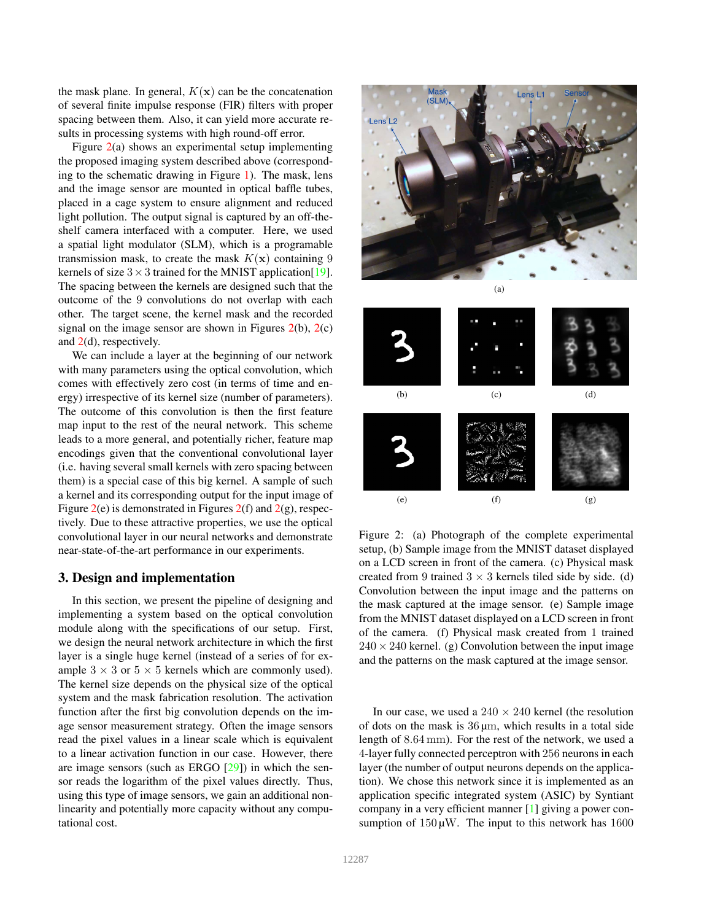the mask plane. In general, $K(\mathbf{x})$ can be the concatenation of several finite impulse response (FIR) filters with proper spacing between them. Also, it can yield more accurate results in processing systems with high round-off error.

Figure 2(a) shows an experimental setup implementing the proposed imaging system described above (corresponding to the schematic drawing in Figure 1). The mask, lens and the image sensor are mounted in optical baffle tubes, placed in a cage system to ensure alignment and reduced light pollution. The output signal is captured by an off-the-shelf camera interfaced with a computer. Here, we used a spatial light modulator (SLM), which is a programable transmission mask, to create the mask $K(\mathbf{x})$ containing 9 kernels of size $3 \times 3$ trained for the MNIST application[19]. The spacing between the kernels are designed such that the outcome of the 9 convolutions do not overlap with each other. The target scene, the kernel mask and the recorded signal on the image sensor are shown in Figures 2(b), 2(c) and 2(d), respectively.

We can include a layer at the beginning of our network with many parameters using the optical convolution, which comes with effectively zero cost (in terms of time and energy) irrespective of its kernel size (number of parameters). The outcome of this convolution is then the first feature map input to the rest of the neural network. This scheme leads to a more general, and potentially richer, feature map encodings given that the conventional convolutional layer (i.e. having several small kernels with zero spacing between them) is a special case of this big kernel. A sample of such a kernel and its corresponding output for the input image of Figure 2(e) is demonstrated in Figures 2(f) and 2(g), respectively. Due to these attractive properties, we use the optical convolutional layer in our neural networks and demonstrate near-state-of-the-art performance in our experiments.

## 3. Design and implementation

In this section, we present the pipeline of designing and implementing a system based on the optical convolution module along with the specifications of our setup. First, we design the neural network architecture in which the first layer is a single huge kernel (instead of a series of for example $3 \times 3$ or $5 \times 5$ kernels which are commonly used). The kernel size depends on the physical size of the optical system and the mask fabrication resolution. The activation function after the first big convolution depends on the image sensor measurement strategy. Often the image sensors read the pixel values in a linear scale which is equivalent to a linear activation function in our case. However, there are image sensors (such as ERGO [29]) in which the sensor reads the logarithm of the pixel values directly. Thus, using this type of image sensors, we gain an additional nonlinearity and potentially more capacity without any computational cost.

Figure 2: (a) Photograph of the complete experimental setup, (b) Sample image from the MNIST dataset displayed on a LCD screen in front of the camera. (c) Physical mask created from 9 trained $3 \times 3$ kernels tiled side by side. (d) Convolution between the input image and the patterns on the mask captured at the image sensor. (e) Sample image from the MNIST dataset displayed on a LCD screen in front of the camera. (f) Physical mask created from 1 trained $240 \times 240$ kernel. (g) Convolution between the input image and the patterns on the mask captured at the image sensor.

In our case, we used a $240 \times 240$ kernel (the resolution of dots on the mask is $36\,\mu\text{m}$, which results in a total side length of $8.64\,\text{mm}$). For the rest of the network, we used a 4-layer fully connected perceptron with 256 neurons in each layer (the number of output neurons depends on the application). We chose this network since it is implemented as an application specific integrated system (ASIC) by Syntiant company in a very efficient manner [1] giving a power consumption of $150\,\mu\text{W}$. The input to this network has 1600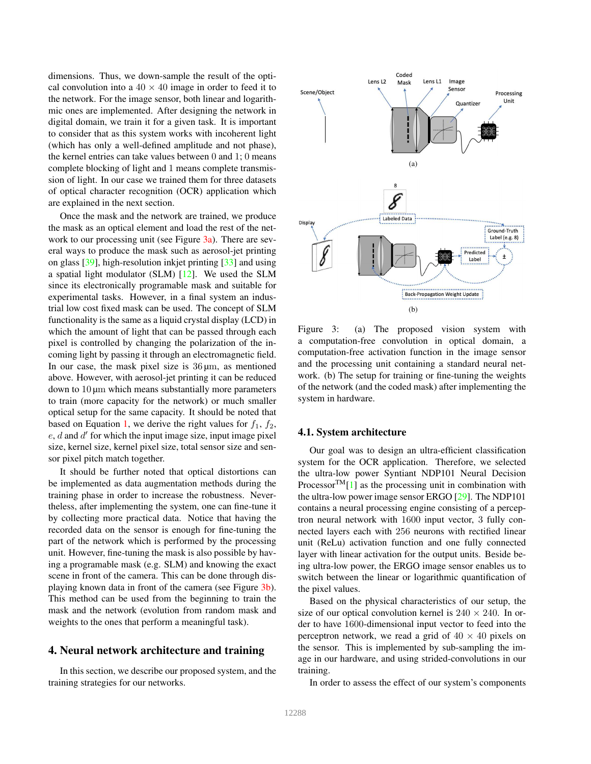dimensions. Thus, we down-sample the result of the optical convolution into a $40 \times 40$ image in order to feed it to the network. For the image sensor, both linear and logarithmic ones are implemented. After designing the network in digital domain, we train it for a given task. It is important to consider that as this system works with incoherent light (which has only a well-defined amplitude and not phase), the kernel entries can take values between 0 and 1; 0 means complete blocking of light and 1 means complete transmission of light. In our case we trained them for three datasets of optical character recognition (OCR) application which are explained in the next section.

Once the mask and the network are trained, we produce the mask as an optical element and load the rest of the network to our processing unit (see Figure 3a). There are several ways to produce the mask such as aerosol-jet printing on glass [39], high-resolution inkjet printing [33] and using a spatial light modulator (SLM) [12]. We used the SLM since its electronically programable mask and suitable for experimental tasks. However, in a final system an industrial low cost fixed mask can be used. The concept of SLM functionality is the same as a liquid crystal display (LCD) in which the amount of light that can be passed through each pixel is controlled by changing the polarization of the incoming light by passing it through an electromagnetic field. In our case, the mask pixel size is $36\,\mu\text{m}$, as mentioned above. However, with aerosol-jet printing it can be reduced down to $10\,\mu\text{m}$ which means substantially more parameters to train (more capacity for the network) or much smaller optical setup for the same capacity. It should be noted that based on Equation 1, we derive the right values for $f_1$, $f_2$, $e$, $d$ and $d'$ for which the input image size, input image pixel size, kernel size, kernel pixel size, total sensor size and sensor pixel pitch match together.

It should be further noted that optical distortions can be implemented as data augmentation methods during the training phase in order to increase the robustness. Nevertheless, after implementing the system, one can fine-tune it by collecting more practical data. Notice that having the recorded data on the sensor is enough for fine-tuning the part of the network which is performed by the processing unit. However, fine-tuning the mask is also possible by having a programable mask (e.g. SLM) and knowing the exact scene in front of the camera. This can be done through displaying known data in front of the camera (see Figure 3b). This method can be used from the beginning to train the mask and the network (evolution from random mask and weights to the ones that perform a meaningful task).

## 4. Neural network architecture and training

In this section, we describe our proposed system, and the training strategies for our networks.

Figure 3: (a) The proposed vision system with a computation-free convolution in optical domain, a computation-free activation function in the image sensor and the processing unit containing a standard neural network. (b) The setup for training or fine-tuning the weights of the network (and the coded mask) after implementing the system in hardware.

### 4.1. System architecture

Our goal was to design an ultra-efficient classification system for the OCR application. Therefore, we selected the ultra-low power Syntiant NDP101 Neural Decision Processor™ [1] as the processing unit in combination with the ultra-low power image sensor ERGO [29]. The NDP101 contains a neural processing engine consisting of a perceptron neural network with 1600 input vector, 3 fully connected layers each with 256 neurons with rectified linear unit (ReLu) activation function and one fully connected layer with linear activation for the output units. Beside being ultra-low power, the ERGO image sensor enables us to switch between the linear or logarithmic quantification of the pixel values.

Based on the physical characteristics of our setup, the size of our optical convolution kernel is $240 \times 240$. In order to have 1600-dimensional input vector to feed into the perceptron network, we read a grid of $40 \times 40$ pixels on the sensor. This is implemented by sub-sampling the image in our hardware, and using strided-convolutions in our training.

In order to assess the effect of our system's components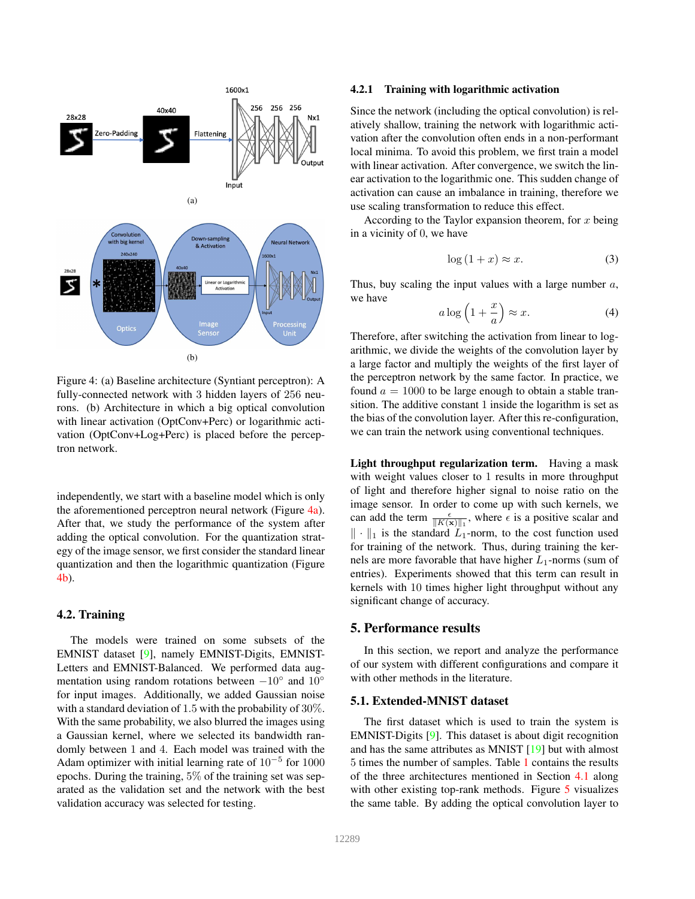Figure 4: (a) Baseline architecture (Syntiant perceptron): A fully-connected network with 3 hidden layers of 256 neurons. (b) Architecture in which a big optical convolution with linear activation (OptConv+Perc) or logarithmic activation (OptConv+Log+Perc) is placed before the perceptron network.

independently, we start with a baseline model which is only the aforementioned perceptron neural network (Figure 4a). After that, we study the performance of the system after adding the optical convolution. For the quantization strategy of the image sensor, we first consider the standard linear quantization and then the logarithmic quantization (Figure 4b).

## 4.2. Training

The models were trained on some subsets of the EMNIST dataset [9], namely EMNIST-Digits, EMNIST-Letters and EMNIST-Balanced. We performed data augmentation using random rotations between $-10°$ and $10°$ for input images. Additionally, we added Gaussian noise with a standard deviation of 1.5 with the probability of 30%. With the same probability, we also blurred the images using a Gaussian kernel, where we selected its bandwidth randomly between 1 and 4. Each model was trained with the Adam optimizer with initial learning rate of $10^{-5}$ for 1000 epochs. During the training, 5% of the training set was separated as the validation set and the network with the best validation accuracy was selected for testing.

### 4.2.1 Training with logarithmic activation

Since the network (including the optical convolution) is relatively shallow, training the network with logarithmic activation after the convolution often ends in a non-performant local minima. To avoid this problem, we first train a model with linear activation. After convergence, we switch the linear activation to the logarithmic one. This sudden change of activation can cause an imbalance in training, therefore we use scaling transformation to reduce this effect.

According to the Taylor expansion theorem, for $x$ being in a vicinity of 0, we have

$$\log(1 + x) \approx x. \tag{3}$$

Thus, buy scaling the input values with a large number $a$, we have

$$a \log\left(1 + \frac{x}{a}\right) \approx x. \tag{4}$$

Therefore, after switching the activation from linear to logarithmic, we divide the weights of the convolution layer by a large factor and multiply the weights of the first layer of the perceptron network by the same factor. In practice, we found $a = 1000$ to be large enough to obtain a stable transition. The additive constant 1 inside the logarithm is set as the bias of the convolution layer. After this re-configuration, we can train the network using conventional techniques.

**Light throughput regularization term.** Having a mask with weight values closer to 1 results in more throughput of light and therefore higher signal to noise ratio on the image sensor. In order to come up with such kernels, we can add the term $\frac{\epsilon}{\|K(\mathbf{x})\|_1}$, where $\epsilon$ is a positive scalar and $\|\cdot\|_1$ is the standard $L_1$-norm, to the cost function used for training of the network. Thus, during training the kernels are more favorable that have higher $L_1$-norms (sum of entries). Experiments showed that this term can result in kernels with 10 times higher light throughput without any significant change of accuracy.

## 5. Performance results

In this section, we report and analyze the performance of our system with different configurations and compare it with other methods in the literature.

## 5.1. Extended-MNIST dataset

The first dataset which is used to train the system is EMNIST-Digits [9]. This dataset is about digit recognition and has the same attributes as MNIST [19] but with almost 5 times the number of samples. Table 1 contains the results of the three architectures mentioned in Section 4.1 along with other existing top-rank methods. Figure 5 visualizes the same table. By adding the optical convolution layer to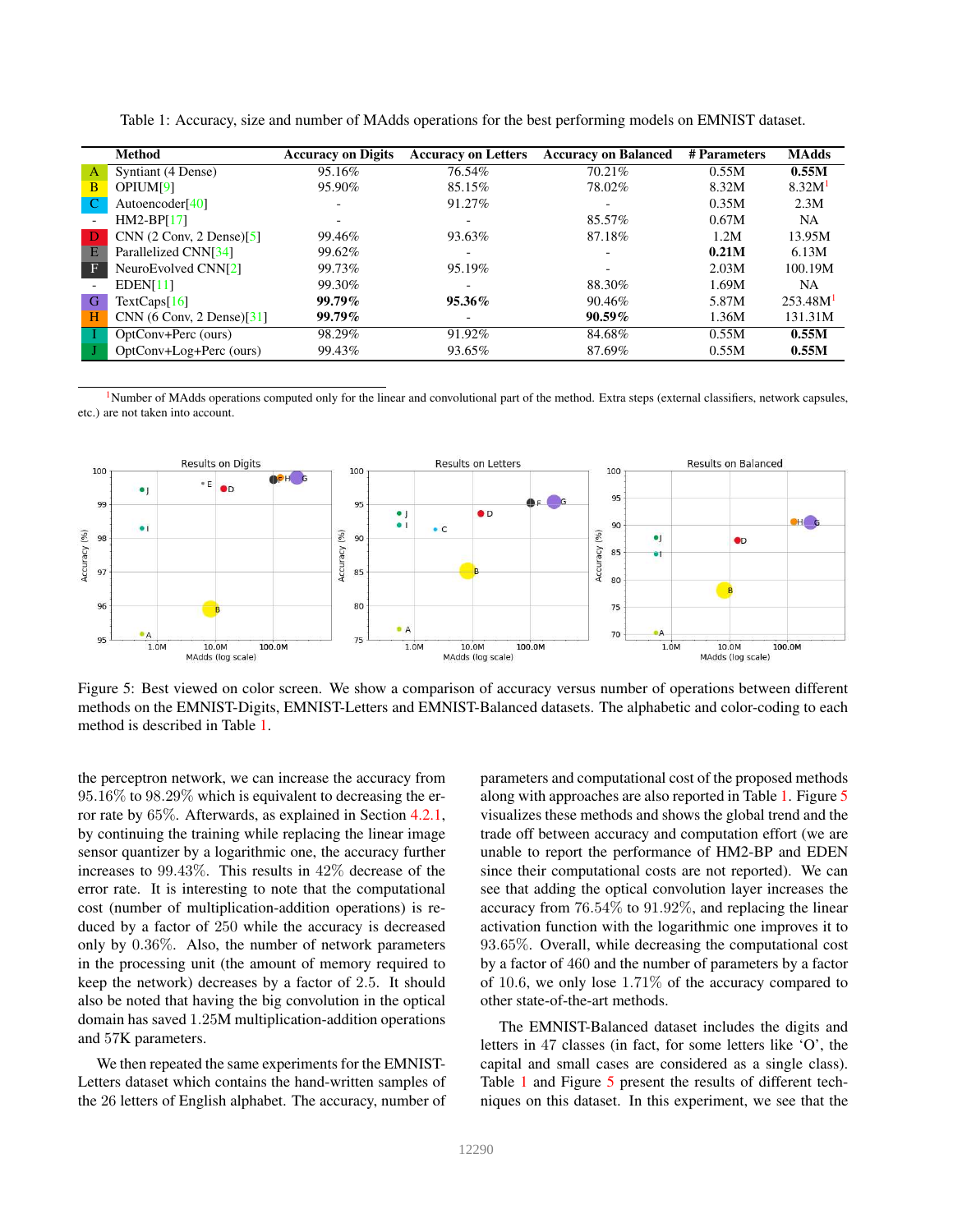Table 1: Accuracy, size and number of MAdds operations for the best performing models on EMNIST dataset.

| | Method | Accuracy on Digits | Accuracy on Letters | Accuracy on Balanced | # Parameters | MAdds |
|---|---|---|---|---|---|---|
| A | Syntiant (4 Dense) | 95.16% | 76.54% | 70.21% | 0.55M | **0.55M** |
| B | OPIUM[9] | 95.90% | 85.15% | 78.02% | 8.32M | 8.32M[1] |
| C | Autoencoder[40] | - | 91.27% | - | 0.35M | 2.3M |
| - | HM2-BP[17] | - | - | 85.57% | 0.67M | NA |
| D | CNN (2 Conv, 2 Dense)[5] | 99.46% | 93.63% | 87.18% | 1.2M | 13.95M |
| E | Parallelized CNN[34] | 99.62% | - | - | **0.21M** | 6.13M |
| F | NeuroEvolved CNN[2] | 99.73% | 95.19% | - | 2.03M | 100.19M |
| - | EDEN[11] | 99.30% | - | 88.30% | 1.69M | NA |
| G | TextCaps[16] | **99.79%** | **95.36%** | 90.46% | 5.87M | 253.48M[1] |
| H | CNN (6 Conv, 2 Dense)[31] | **99.79%** | - | **90.59%** | 1.36M | 131.31M |
| I | OptConv+Perc (ours) | 98.29% | 91.92% | 84.68% | 0.55M | **0.55M** |
| J | OptConv+Log+Perc (ours) | 99.43% | 93.65% | 87.69% | 0.55M | **0.55M** |

[1] Number of MAdds operations computed only for the linear and convolutional part of the method. Extra steps (external classifiers, network capsules, etc.) are not taken into account.

Figure 5: Best viewed on color screen. We show a comparison of accuracy versus number of operations between different methods on the EMNIST-Digits, EMNIST-Letters and EMNIST-Balanced datasets. The alphabetic and color-coding to each method is described in Table 1.

the perceptron network, we can increase the accuracy from 95.16% to 98.29% which is equivalent to decreasing the error rate by 65%. Afterwards, as explained in Section 4.2.1, by continuing the training while replacing the linear image sensor quantizer by a logarithmic one, the accuracy further increases to 99.43%. This results in 42% decrease of the error rate. It is interesting to note that the computational cost (number of multiplication-addition operations) is reduced by a factor of 250 while the accuracy is decreased only by 0.36%. Also, the number of network parameters in the processing unit (the amount of memory required to keep the network) decreases by a factor of 2.5. It should also be noted that having the big convolution in the optical domain has saved 1.25M multiplication-addition operations and 57K parameters.

We then repeated the same experiments for the EMNIST-Letters dataset which contains the hand-written samples of the 26 letters of English alphabet. The accuracy, number of parameters and computational cost of the proposed methods along with approaches are also reported in Table 1. Figure 5 visualizes these methods and shows the global trend and the trade off between accuracy and computation effort (we are unable to report the performance of HM2-BP and EDEN since their computational costs are not reported). We can see that adding the optical convolution layer increases the accuracy from 76.54% to 91.92%, and replacing the linear activation function with the logarithmic one improves it to 93.65%. Overall, while decreasing the computational cost by a factor of 460 and the number of parameters by a factor of 10.6, we only lose 1.71% of the accuracy compared to other state-of-the-art methods.

The EMNIST-Balanced dataset includes the digits and letters in 47 classes (in fact, for some letters like 'O', the capital and small cases are considered as a single class). Table 1 and Figure 5 present the results of different techniques on this dataset. In this experiment, we see that the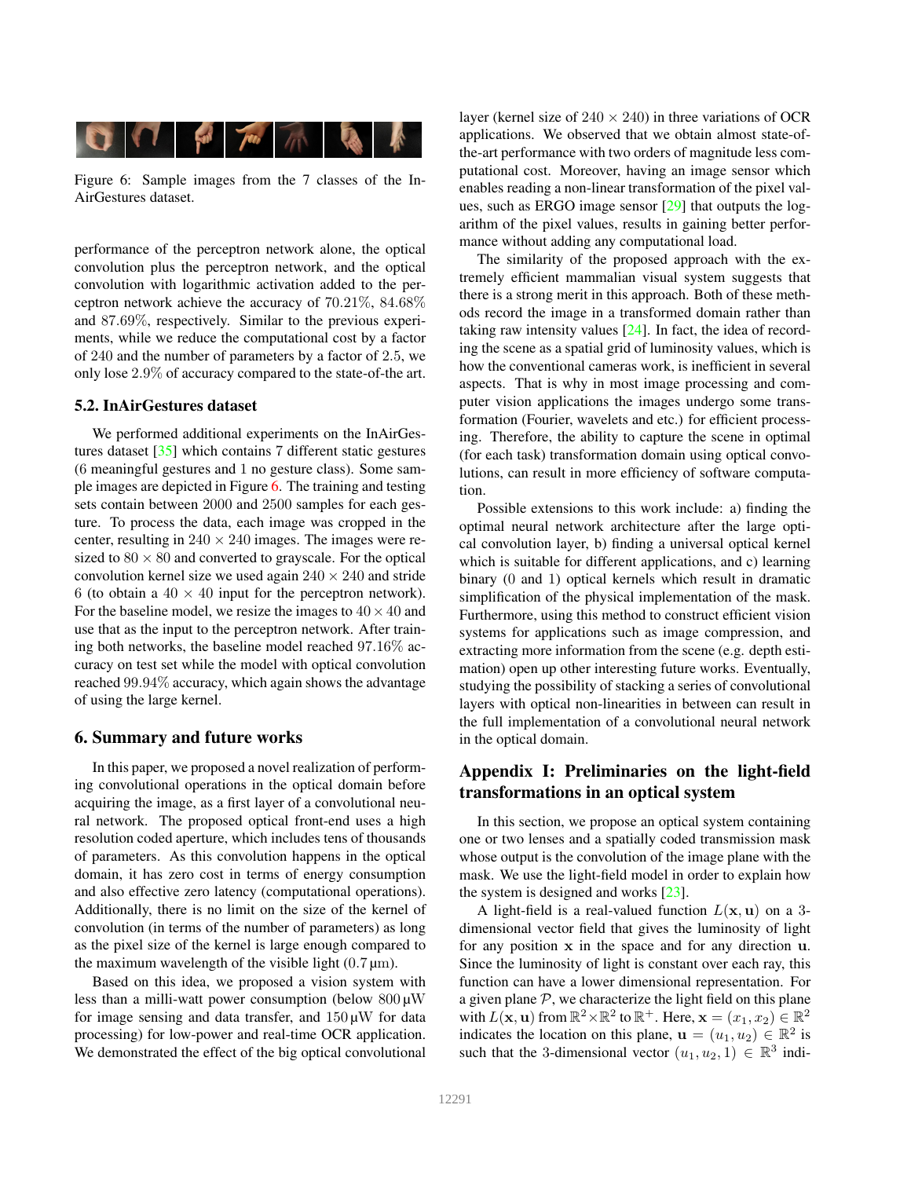Figure 6: Sample images from the 7 classes of the InAirGestures dataset.

performance of the perceptron network alone, the optical convolution plus the perceptron network, and the optical convolution with logarithmic activation added to the perceptron network achieve the accuracy of 70.21%, 84.68% and 87.69%, respectively. Similar to the previous experiments, while we reduce the computational cost by a factor of 240 and the number of parameters by a factor of 2.5, we only lose 2.9% of accuracy compared to the state-of-the art.

### 5.2. InAirGestures dataset

We performed additional experiments on the InAirGestures dataset [35] which contains 7 different static gestures (6 meaningful gestures and 1 no gesture class). Some sample images are depicted in Figure 6. The training and testing sets contain between 2000 and 2500 samples for each gesture. To process the data, each image was cropped in the center, resulting in $240 \times 240$ images. The images were resized to $80 \times 80$ and converted to grayscale. For the optical convolution kernel size we used again $240 \times 240$ and stride 6 (to obtain a $40 \times 40$ input for the perceptron network). For the baseline model, we resize the images to $40 \times 40$ and use that as the input to the perceptron network. After training both networks, the baseline model reached 97.16% accuracy on test set while the model with optical convolution reached 99.94% accuracy, which again shows the advantage of using the large kernel.

## 6. Summary and future works

In this paper, we proposed a novel realization of performing convolutional operations in the optical domain before acquiring the image, as a first layer of a convolutional neural network. The proposed optical front-end uses a high resolution coded aperture, which includes tens of thousands of parameters. As this convolution happens in the optical domain, it has zero cost in terms of energy consumption and also effective zero latency (computational operations). Additionally, there is no limit on the size of the kernel of convolution (in terms of the number of parameters) as long as the pixel size of the kernel is large enough compared to the maximum wavelength of the visible light ($0.7\,\mu\text{m}$).

Based on this idea, we proposed a vision system with less than a milli-watt power consumption (below $800\,\mu\text{W}$ for image sensing and data transfer, and $150\,\mu\text{W}$ for data processing) for low-power and real-time OCR application. We demonstrated the effect of the big optical convolutional layer (kernel size of $240 \times 240$) in three variations of OCR applications. We observed that we obtain almost state-of-the-art performance with two orders of magnitude less computational cost. Moreover, having an image sensor which enables reading a non-linear transformation of the pixel values, such as ERGO image sensor [29] that outputs the logarithm of the pixel values, results in gaining better performance without adding any computational load.

The similarity of the proposed approach with the extremely efficient mammalian visual system suggests that there is a strong merit in this approach. Both of these methods record the image in a transformed domain rather than taking raw intensity values [24]. In fact, the idea of recording the scene as a spatial grid of luminosity values, which is how the conventional cameras work, is inefficient in several aspects. That is why in most image processing and computer vision applications the images undergo some transformation (Fourier, wavelets and etc.) for efficient processing. Therefore, the ability to capture the scene in optimal (for each task) transformation domain using optical convolutions, can result in more efficiency of software computation.

Possible extensions to this work include: a) finding the optimal neural network architecture after the large optical convolution layer, b) finding a universal optical kernel which is suitable for different applications, and c) learning binary (0 and 1) optical kernels which result in dramatic simplification of the physical implementation of the mask. Furthermore, using this method to construct efficient vision systems for applications such as image compression, and extracting more information from the scene (e.g. depth estimation) open up other interesting future works. Eventually, studying the possibility of stacking a series of convolutional layers with optical non-linearities in between can result in the full implementation of a convolutional neural network in the optical domain.

## Appendix I: Preliminaries on the light-field transformations in an optical system

In this section, we propose an optical system containing one or two lenses and a spatially coded transmission mask whose output is the convolution of the image plane with the mask. We use the light-field model in order to explain how the system is designed and works [23].

A light-field is a real-valued function $L(\mathbf{x}, \mathbf{u})$ on a 3-dimensional vector field that gives the luminosity of light for any position $\mathbf{x}$ in the space and for any direction $\mathbf{u}$. Since the luminosity of light is constant over each ray, this function can have a lower dimensional representation. For a given plane $\mathcal{P}$, we characterize the light field on this plane with $L(\mathbf{x}, \mathbf{u})$ from $\mathbb{R}^2 \times \mathbb{R}^2$ to $\mathbb{R}^+$. Here, $\mathbf{x} = (x_1, x_2) \in \mathbb{R}^2$ indicates the location on this plane, $\mathbf{u} = (u_1, u_2) \in \mathbb{R}^2$ is such that the 3-dimensional vector $(u_1, u_2, 1) \in \mathbb{R}^3$ indi-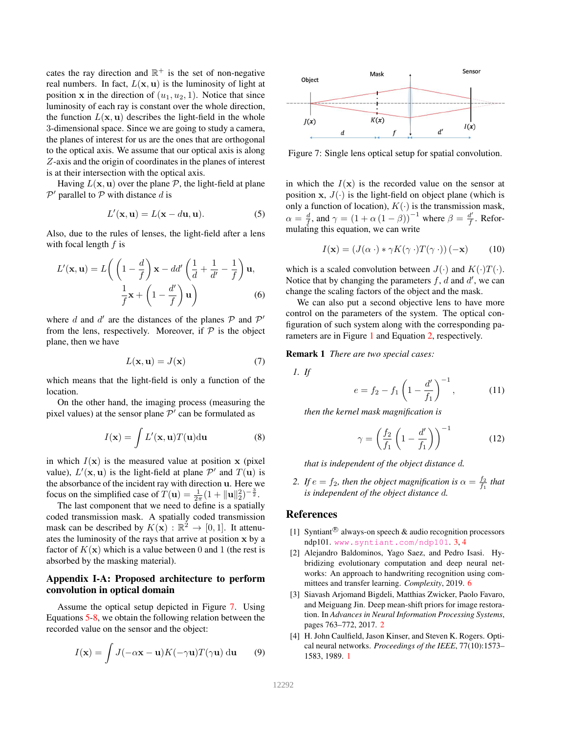cates the ray direction and $\mathbb{R}^+$ is the set of non-negative real numbers. In fact, $L(\mathbf{x}, \mathbf{u})$ is the luminosity of light at position $\mathbf{x}$ in the direction of $(u_1, u_2, 1)$. Notice that since luminosity of each ray is constant over the whole direction, the function $L(\mathbf{x}, \mathbf{u})$ describes the light-field in the whole 3-dimensional space. Since we are going to study a camera, the planes of interest for us are the ones that are orthogonal to the optical axis. We assume that our optical axis is along $Z$-axis and the origin of coordinates in the planes of interest is at their intersection with the optical axis.

Having $L(\mathbf{x}, \mathbf{u})$ over the plane $\mathcal{P}$, the light-field at plane $\mathcal{P}'$ parallel to $\mathcal{P}$ with distance $d$ is

$$L'(\mathbf{x}, \mathbf{u}) = L(\mathbf{x} - d\mathbf{u}, \mathbf{u}). \tag{5}$$

Also, due to the rules of lenses, the light-field after a lens with focal length $f$ is

$$L'(\mathbf{x}, \mathbf{u}) = L\Bigg( \left(1 - \frac{d}{f}\right) \mathbf{x} - dd' \left(\frac{1}{d} + \frac{1}{d'} - \frac{1}{f}\right) \mathbf{u}, \frac{1}{f}\mathbf{x} + \left(1 - \frac{d'}{f}\right) \mathbf{u} \Bigg) \tag{6}$$

where $d$ and $d'$ are the distances of the planes $\mathcal{P}$ and $\mathcal{P}'$ from the lens, respectively. Moreover, if $\mathcal{P}$ is the object plane, then we have

$$L(\mathbf{x}, \mathbf{u}) = J(\mathbf{x}) \tag{7}$$

which means that the light-field is only a function of the location.

On the other hand, the imaging process (measuring the pixel values) at the sensor plane $\mathcal{P}'$ can be formulated as

$$I(\mathbf{x}) = \int L'(\mathbf{x}, \mathbf{u}) T(\mathbf{u}) \mathrm{d}\mathbf{u} \tag{8}$$

in which $I(\mathbf{x})$ is the measured value at position $\mathbf{x}$ (pixel value), $L'(\mathbf{x}, \mathbf{u})$ is the light-field at plane $\mathcal{P}'$ and $T(\mathbf{u})$ is the absorbance of the incident ray with direction $\mathbf{u}$. Here we focus on the simplified case of $T(\mathbf{u}) = \frac{1}{2\pi}(1 + \|\mathbf{u}\|_2^2)^{-\frac{3}{2}}$.

The last component that we need to define is a spatially coded transmission mask. A spatially coded transmission mask can be described by $K(\mathbf{x}) : \mathbb{R}^2 \to [0, 1]$. It attenuates the luminosity of the rays that arrive at position $\mathbf{x}$ by a factor of $K(\mathbf{x})$ which is a value between 0 and 1 (the rest is absorbed by the masking material).

## Appendix I-A: Proposed architecture to perform convolution in optical domain

Assume the optical setup depicted in Figure 7. Using Equations 5-8, we obtain the following relation between the recorded value on the sensor and the object:

$$I(\mathbf{x}) = \int J(-\alpha\mathbf{x} - \mathbf{u}) K(-\gamma\mathbf{u}) T(\gamma\mathbf{u}) \, \mathrm{d}\mathbf{u} \tag{9}$$

Figure 7: Single lens optical setup for spatial convolution.

in which the $I(\mathbf{x})$ is the recorded value on the sensor at position $\mathbf{x}$, $J(\cdot)$ is the light-field on object plane (which is only a function of location), $K(\cdot)$ is the transmission mask, $\alpha = \frac{d}{f}$, and $\gamma = (1 + \alpha(1 - \beta))^{-1}$ where $\beta = \frac{d'}{f}$. Reformulating this equation, we can write

$$I(\mathbf{x}) = (J(\alpha \,\cdot) * \gamma K(\gamma \,\cdot) T(\gamma \,\cdot))(-\mathbf{x}) \tag{10}$$

which is a scaled convolution between $J(\cdot)$ and $K(\cdot)T(\cdot)$. Notice that by changing the parameters $f$, $d$ and $d'$, we can change the scaling factors of the object and the mask.

We can also put a second objective lens to have more control on the parameters of the system. The optical configuration of such system along with the corresponding parameters are in Figure 1 and Equation 2, respectively.

**Remark 1** *There are two special cases:*

1. *If*

$$e = f_2 - f_1 \left(1 - \frac{d'}{f_1}\right)^{-1}, \tag{11}$$

*then the kernel mask magnification is*

$$\gamma = \left(\frac{f_2}{f_1}\left(1 - \frac{d'}{f_1}\right)\right)^{-1} \tag{12}$$

*that is independent of the object distance $d$.*

2. *If $e = f_2$, then the object magnification is $\alpha = \frac{f_2}{f_1}$ that is independent of the object distance $d$.*

## References

[1] Syntiant® always-on speech & audio recognition processors ndp101. www.syntiant.com/ndp101. 3, 4

[2] Alejandro Baldominos, Yago Saez, and Pedro Isasi. Hybridizing evolutionary computation and deep neural networks: An approach to handwriting recognition using committees and transfer learning. *Complexity*, 2019. 6

[3] Siavash Arjomand Bigdeli, Matthias Zwicker, Paolo Favaro, and Meiguang Jin. Deep mean-shift priors for image restoration. In *Advances in Neural Information Processing Systems*, pages 763–772, 2017. 2

[4] H. John Caulfield, Jason Kinser, and Steven K. Rogers. Optical neural networks. *Proceedings of the IEEE*, 77(10):1573–1583, 1989. 1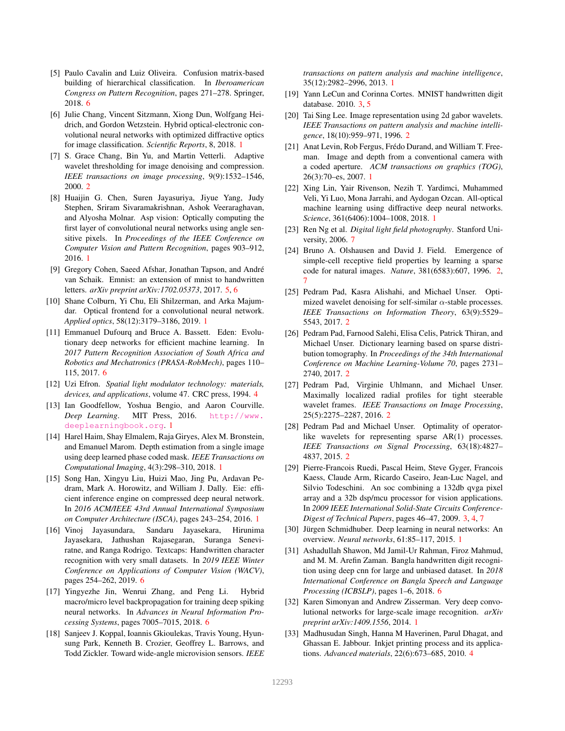[5] Paulo Cavalin and Luiz Oliveira. Confusion matrix-based building of hierarchical classification. In *Iberoamerican Congress on Pattern Recognition*, pages 271–278. Springer, 2018. 6

[6] Julie Chang, Vincent Sitzmann, Xiong Dun, Wolfgang Heidrich, and Gordon Wetzstein. Hybrid optical-electronic convolutional neural networks with optimized diffractive optics for image classification. *Scientific Reports*, 8, 2018. 1

[7] S. Grace Chang, Bin Yu, and Martin Vetterli. Adaptive wavelet thresholding for image denoising and compression. *IEEE transactions on image processing*, 9(9):1532–1546, 2000. 2

[8] Huaijin G. Chen, Suren Jayasuriya, Jiyue Yang, Judy Stephen, Sriram Sivaramakrishnan, Ashok Veeraraghavan, and Alyosha Molnar. Asp vision: Optically computing the first layer of convolutional neural networks using angle sensitive pixels. In *Proceedings of the IEEE Conference on Computer Vision and Pattern Recognition*, pages 903–912, 2016. 1

[9] Gregory Cohen, Saeed Afshar, Jonathan Tapson, and André van Schaik. Emnist: an extension of mnist to handwritten letters. *arXiv preprint arXiv:1702.05373*, 2017. 5, 6

[10] Shane Colburn, Yi Chu, Eli Shilzerman, and Arka Majumdar. Optical frontend for a convolutional neural network. *Applied optics*, 58(12):3179–3186, 2019. 1

[11] Emmanuel Dufourq and Bruce A. Bassett. Eden: Evolutionary deep networks for efficient machine learning. In *2017 Pattern Recognition Association of South Africa and Robotics and Mechatronics (PRASA-RobMech)*, pages 110–115, 2017. 6

[12] Uzi Efron. *Spatial light modulator technology: materials, devices, and applications*, volume 47. CRC press, 1994. 4

[13] Ian Goodfellow, Yoshua Bengio, and Aaron Courville. *Deep Learning*. MIT Press, 2016. http://www.deeplearningbook.org. 1

[14] Harel Haim, Shay Elmalem, Raja Giryes, Alex M. Bronstein, and Emanuel Marom. Depth estimation from a single image using deep learned phase coded mask. *IEEE Transactions on Computational Imaging*, 4(3):298–310, 2018. 1

[15] Song Han, Xingyu Liu, Huizi Mao, Jing Pu, Ardavan Pedram, Mark A. Horowitz, and William J. Dally. Eie: efficient inference engine on compressed deep neural network. In *2016 ACM/IEEE 43rd Annual International Symposium on Computer Architecture (ISCA)*, pages 243–254, 2016. 1

[16] Vinoj Jayasundara, Sandaru Jayasekara, Hirunima Jayasekara, Jathushan Rajasegaran, Suranga Seneviratne, and Ranga Rodrigo. Textcaps: Handwritten character recognition with very small datasets. In *2019 IEEE Winter Conference on Applications of Computer Vision (WACV)*, pages 254–262, 2019. 6

[17] Yingyezhe Jin, Wenrui Zhang, and Peng Li. Hybrid macro/micro level backpropagation for training deep spiking neural networks. In *Advances in Neural Information Processing Systems*, pages 7005–7015, 2018. 6

[18] Sanjeev J. Koppal, Ioannis Gkioulekas, Travis Young, Hyunsung Park, Kenneth B. Crozier, Geoffrey L. Barrows, and Todd Zickler. Toward wide-angle microvision sensors. *IEEE transactions on pattern analysis and machine intelligence*, 35(12):2982–2996, 2013. 1

[19] Yann LeCun and Corinna Cortes. MNIST handwritten digit database. 2010. 3, 5

[20] Tai Sing Lee. Image representation using 2d gabor wavelets. *IEEE Transactions on pattern analysis and machine intelligence*, 18(10):959–971, 1996. 2

[21] Anat Levin, Rob Fergus, Frédo Durand, and William T. Freeman. Image and depth from a conventional camera with a coded aperture. *ACM transactions on graphics (TOG)*, 26(3):70–es, 2007. 1

[22] Xing Lin, Yair Rivenson, Nezih T. Yardimci, Muhammed Veli, Yi Luo, Mona Jarrahi, and Aydogan Ozcan. All-optical machine learning using diffractive deep neural networks. *Science*, 361(6406):1004–1008, 2018. 1

[23] Ren Ng et al. *Digital light field photography*. Stanford University, 2006. 7

[24] Bruno A. Olshausen and David J. Field. Emergence of simple-cell receptive field properties by learning a sparse code for natural images. *Nature*, 381(6583):607, 1996. 2, 7

[25] Pedram Pad, Kasra Alishahi, and Michael Unser. Optimized wavelet denoising for self-similar $\alpha$-stable processes. *IEEE Transactions on Information Theory*, 63(9):5529–5543, 2017. 2

[26] Pedram Pad, Farnood Salehi, Elisa Celis, Patrick Thiran, and Michael Unser. Dictionary learning based on sparse distribution tomography. In *Proceedings of the 34th International Conference on Machine Learning-Volume 70*, pages 2731–2740, 2017. 2

[27] Pedram Pad, Virginie Uhlmann, and Michael Unser. Maximally localized radial profiles for tight steerable wavelet frames. *IEEE Transactions on Image Processing*, 25(5):2275–2287, 2016. 2

[28] Pedram Pad and Michael Unser. Optimality of operator-like wavelets for representing sparse AR(1) processes. *IEEE Transactions on Signal Processing*, 63(18):4827–4837, 2015. 2

[29] Pierre-Francois Ruedi, Pascal Heim, Steve Gyger, Francois Kaess, Claude Arm, Ricardo Caseiro, Jean-Luc Nagel, and Silvio Todeschini. An soc combining a 132db qvga pixel array and a 32b dsp/mcu processor for vision applications. In *2009 IEEE International Solid-State Circuits Conference-Digest of Technical Papers*, pages 46–47, 2009. 3, 4, 7

[30] Jürgen Schmidhuber. Deep learning in neural networks: An overview. *Neural networks*, 61:85–117, 2015. 1

[31] Ashadullah Shawon, Md Jamil-Ur Rahman, Firoz Mahmud, and M. M. Arefin Zaman. Bangla handwritten digit recognition using deep cnn for large and unbiased dataset. In *2018 International Conference on Bangla Speech and Language Processing (ICBSLP)*, pages 1–6, 2018. 6

[32] Karen Simonyan and Andrew Zisserman. Very deep convolutional networks for large-scale image recognition. *arXiv preprint arXiv:1409.1556*, 2014. 1

[33] Madhusudan Singh, Hanna M Haverinen, Parul Dhagat, and Ghassan E. Jabbour. Inkjet printing process and its applications. *Advanced materials*, 22(6):673–685, 2010. 4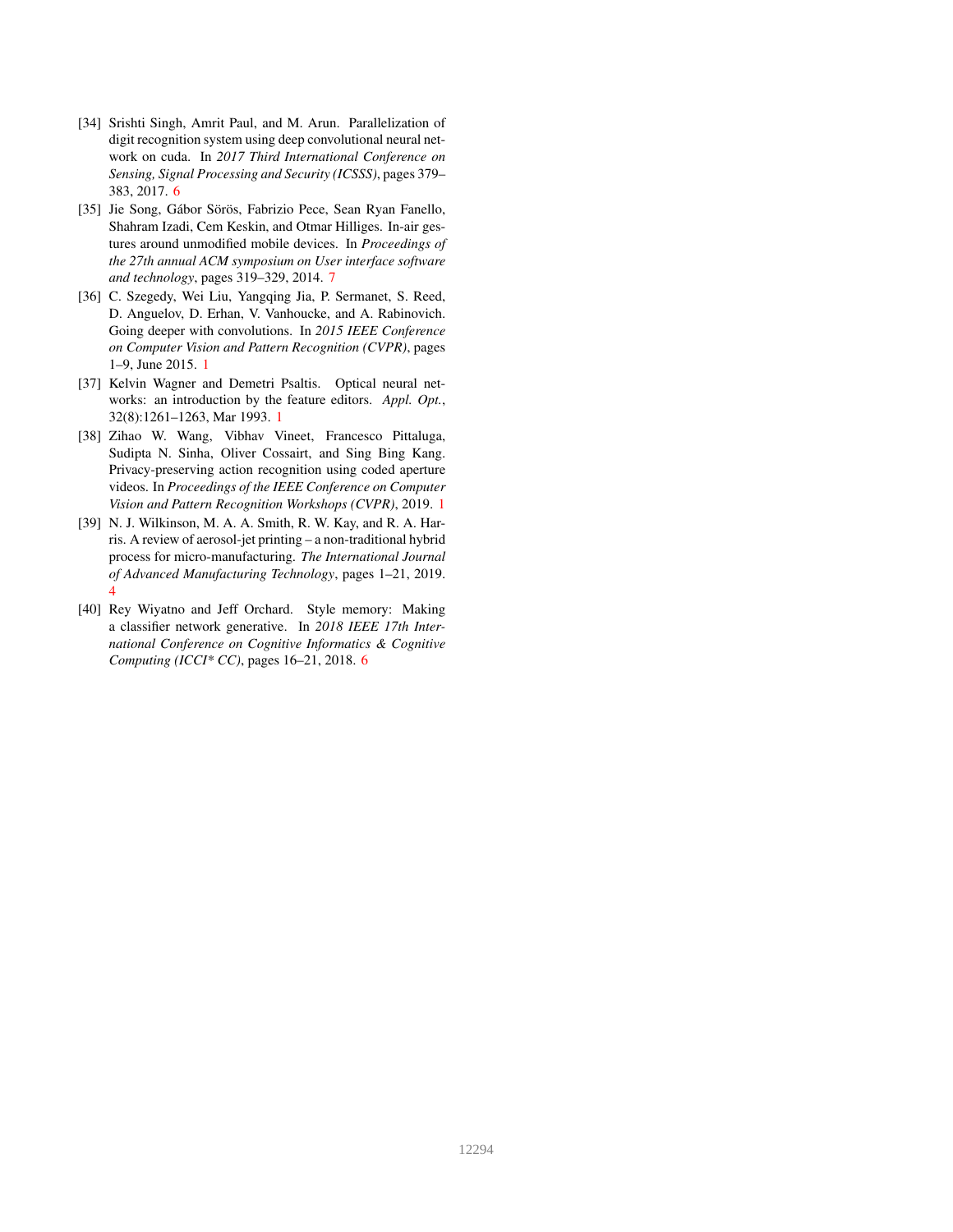[34] Srishti Singh, Amrit Paul, and M. Arun. Parallelization of digit recognition system using deep convolutional neural network on cuda. In *2017 Third International Conference on Sensing, Signal Processing and Security (ICSSS)*, pages 379–383, 2017. 6

[35] Jie Song, Gábor Sörös, Fabrizio Pece, Sean Ryan Fanello, Shahram Izadi, Cem Keskin, and Otmar Hilliges. In-air gestures around unmodified mobile devices. In *Proceedings of the 27th annual ACM symposium on User interface software and technology*, pages 319–329, 2014. 7

[36] C. Szegedy, Wei Liu, Yangqing Jia, P. Sermanet, S. Reed, D. Anguelov, D. Erhan, V. Vanhoucke, and A. Rabinovich. Going deeper with convolutions. In *2015 IEEE Conference on Computer Vision and Pattern Recognition (CVPR)*, pages 1–9, June 2015. 1

[37] Kelvin Wagner and Demetri Psaltis. Optical neural networks: an introduction by the feature editors. *Appl. Opt.*, 32(8):1261–1263, Mar 1993. 1

[38] Zihao W. Wang, Vibhav Vineet, Francesco Pittaluga, Sudipta N. Sinha, Oliver Cossairt, and Sing Bing Kang. Privacy-preserving action recognition using coded aperture videos. In *Proceedings of the IEEE Conference on Computer Vision and Pattern Recognition Workshops (CVPR)*, 2019. 1

[39] N. J. Wilkinson, M. A. A. Smith, R. W. Kay, and R. A. Harris. A review of aerosol-jet printing – a non-traditional hybrid process for micro-manufacturing. *The International Journal of Advanced Manufacturing Technology*, pages 1–21, 2019. 4

[40] Rey Wiyatno and Jeff Orchard. Style memory: Making a classifier network generative. In *2018 IEEE 17th International Conference on Cognitive Informatics & Cognitive Computing (ICCI* CC)*, pages 16–21, 2018. 6